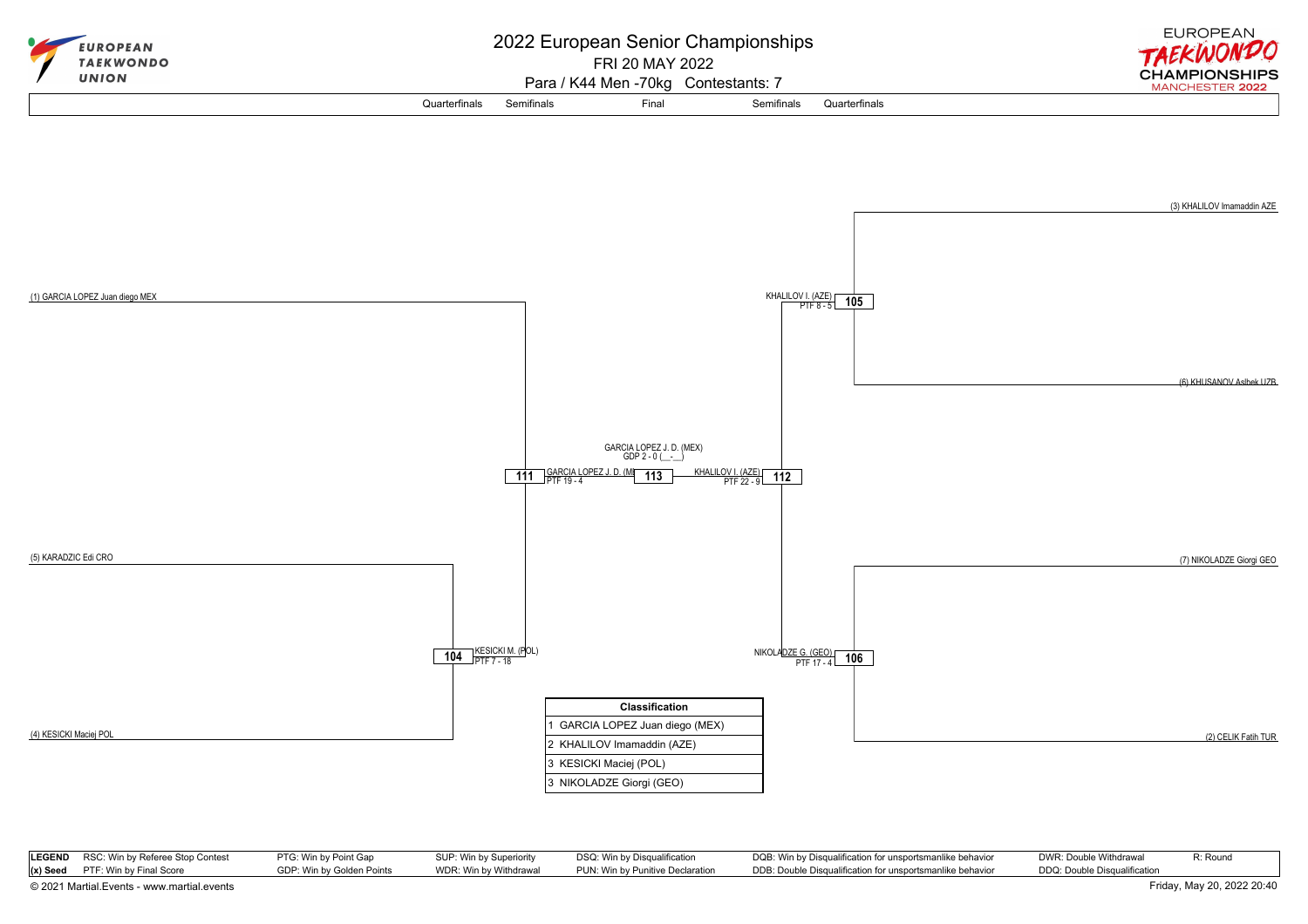# 2022 European Senior Championships

FRI 20 MAY 2022

Para / K44 Men -70kg Contestants: 7

Quarterfinals | Semifinals | Final | Semifinals | Quarterfinals

(1) GARCIA LOPEZ Juan diego MEX

(5) KARADZIC Edi CRO

(4) KESICKI Maciej POL

**104** KESICKI M. (POL) PTF 7 - 18

**111** GARCIA LOPEZ J. D. (MEX) PTF 19 - 4

**113** GARCIA LOPEZ J. D. (MEX) GDP 2 - 0 (\_\_-\_\_)

**112** KHALILOV I. (AZE) PTF 22 - 9

**105** KHALILOV I. (AZE) PTF 8 - 5

**106** NIKOLADZE G. (GEO) PTF 17 - 4

(3) KHALILOV Imamaddin AZE

(6) KHUSANOV Aslbek UZB

(7) NIKOLADZE Giorgi GEO

(2) CELIK Fatih TUR

| Classification |
|---|
| 1 GARCIA LOPEZ Juan diego (MEX) |
| 2 KHALILOV Imamaddin (AZE) |
| 3 KESICKI Maciej (POL) |
| 3 NIKOLADZE Giorgi (GEO) |

| LEGEND | RSC: Win by Referee Stop Contest | PTG: Win by Point Gap | SUP: Win by Superiority | DSQ: Win by Disqualification | DQB: Win by Disqualification for unsportsmanlike behavior | DWR: Double Withdrawal | R: Round |
|---|---|---|---|---|---|---|---|
| (x) Seed | PTF: Win by Final Score | GDP: Win by Golden Points | WDR: Win by Withdrawal | PUN: Win by Punitive Declaration | DDB: Double Disqualification for unsportsmanlike behavior | DDQ: Double Disqualification | |

© 2021 Martial.Events - www.martial.events

Friday, May 20, 2022 20:40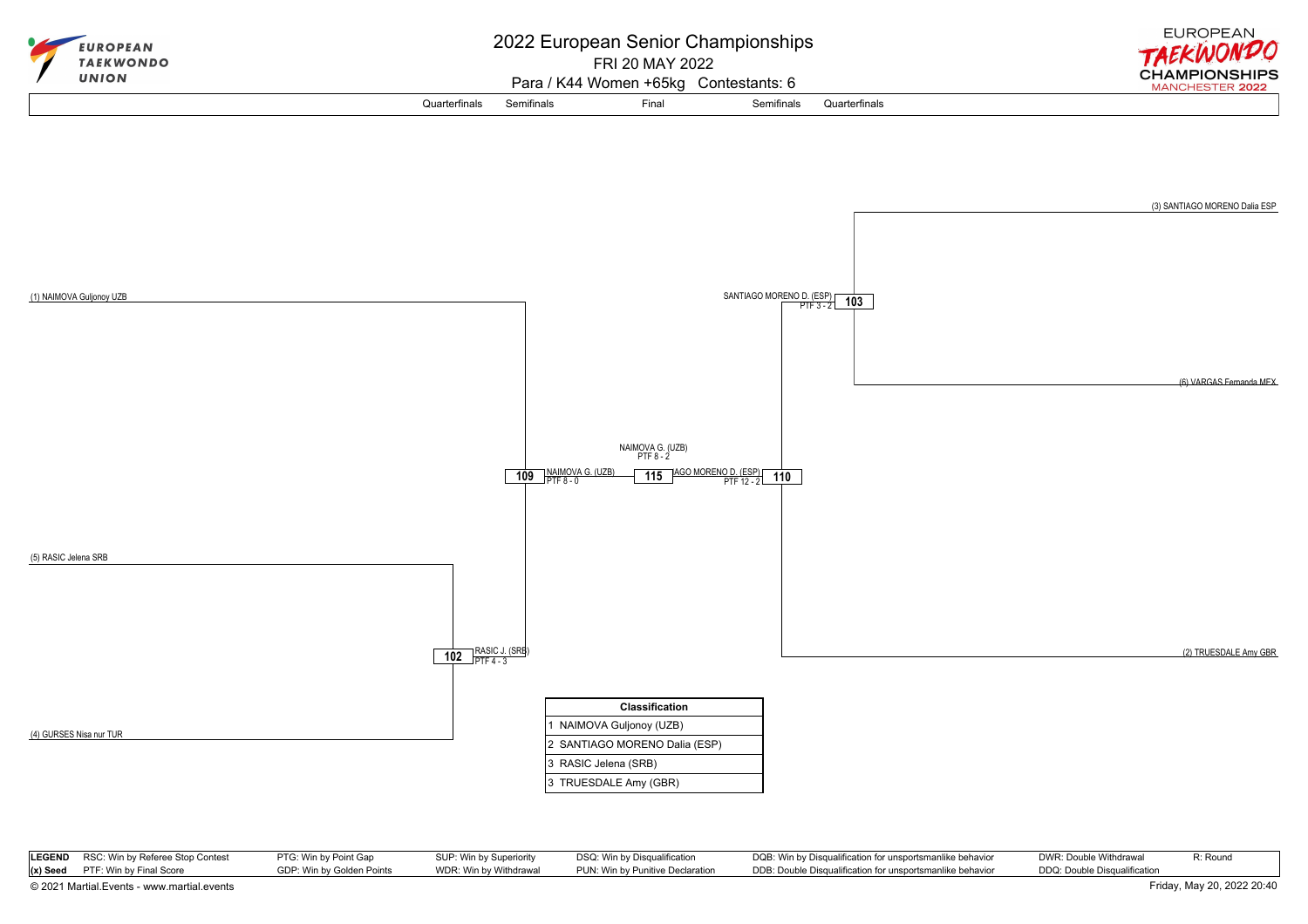# 2022 European Senior Championships

FRI 20 MAY 2022

Para / K44 Women +65kg Contestants: 6

Quarterfinals | Semifinals | Final | Semifinals | Quarterfinals

(1) NAIMOVA Guljonoy UZB

(5) RASIC Jelena SRB

(4) GURSES Nisa nur TUR

(3) SANTIAGO MORENO Dalia ESP

(6) VARGAS Fernanda MEX

(2) TRUESDALE Amy GBR

**102** RASIC J. (SRB) PTF 4 - 3

**103** SANTIAGO MORENO D. (ESP) PTF 3 - 2

**109** NAIMOVA G. (UZB) PTF 8 - 0

**110** SANTIAGO MORENO D. (ESP) PTF 12 - 2

**115** NAIMOVA G. (UZB) PTF 8 - 2

| Classification |
|---|
| 1 NAIMOVA Guljonoy (UZB) |
| 2 SANTIAGO MORENO Dalia (ESP) |
| 3 RASIC Jelena (SRB) |
| 3 TRUESDALE Amy (GBR) |

| LEGEND | RSC: Win by Referee Stop Contest | PTG: Win by Point Gap | SUP: Win by Superiority | DSQ: Win by Disqualification | DQB: Win by Disqualification for unsportsmanlike behavior | DWR: Double Withdrawal | R: Round |
|---|---|---|---|---|---|---|---|
| (x) Seed | PTF: Win by Final Score | GDP: Win by Golden Points | WDR: Win by Withdrawal | PUN: Win by Punitive Declaration | DDB: Double Disqualification for unsportsmanlike behavior | DDQ: Double Disqualification | |

© 2021 Martial.Events - www.martial.events

Friday, May 20, 2022 20:40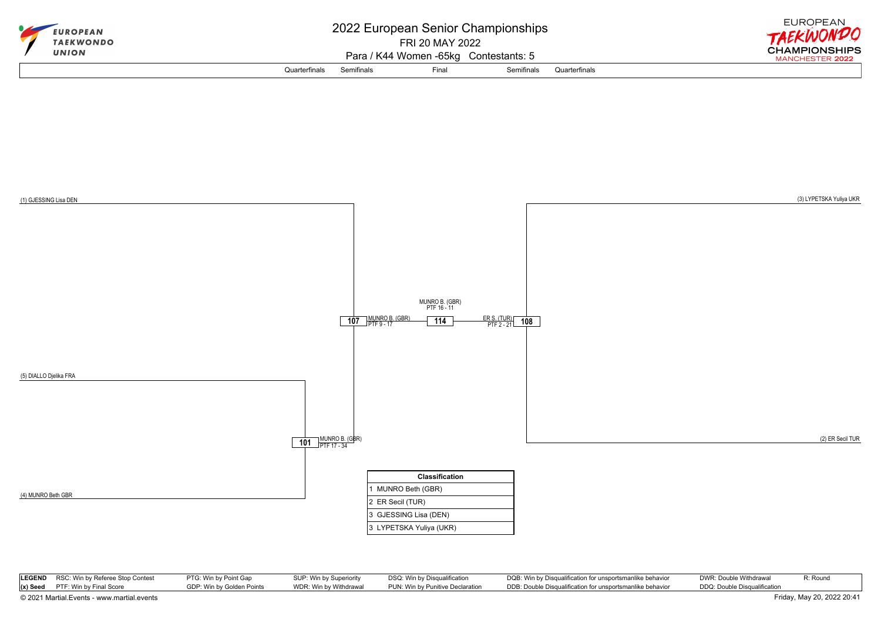# 2022 European Senior Championships

FRI 20 MAY 2022

Para / K44 Women -65kg Contestants: 5

Quarterfinals Semifinals Final Semifinals Quarterfinals

(1) GJESSING Lisa DEN

(5) DIALLO Djelika FRA

(4) MUNRO Beth GBR

101 MUNRO B. (GBR) PTF 17 - 34

107 MUNRO B. (GBR) PTF 9 - 17

114 MUNRO B. (GBR) PTF 16 - 11

108 ER S. (TUR) PTF 2 - 21

(3) LYPETSKA Yuliya UKR

(2) ER Secil TUR

| Classification |
|---|
| 1 MUNRO Beth (GBR) |
| 2 ER Secil (TUR) |
| 3 GJESSING Lisa (DEN) |
| 3 LYPETSKA Yuliya (UKR) |

| | | | | | | | |
|---|---|---|---|---|---|---|---|
| **LEGEND** | RSC: Win by Referee Stop Contest | PTG: Win by Point Gap | SUP: Win by Superiority | DSQ: Win by Disqualification | DQB: Win by Disqualification for unsportsmanlike behavior | DWR: Double Withdrawal | R: Round |
| **(x) Seed** | PTF: Win by Final Score | GDP: Win by Golden Points | WDR: Win by Withdrawal | PUN: Win by Punitive Declaration | DDB: Double Disqualification for unsportsmanlike behavior | DDQ: Double Disqualification | |

© 2021 Martial.Events - www.martial.events

Friday, May 20, 2022 20:41